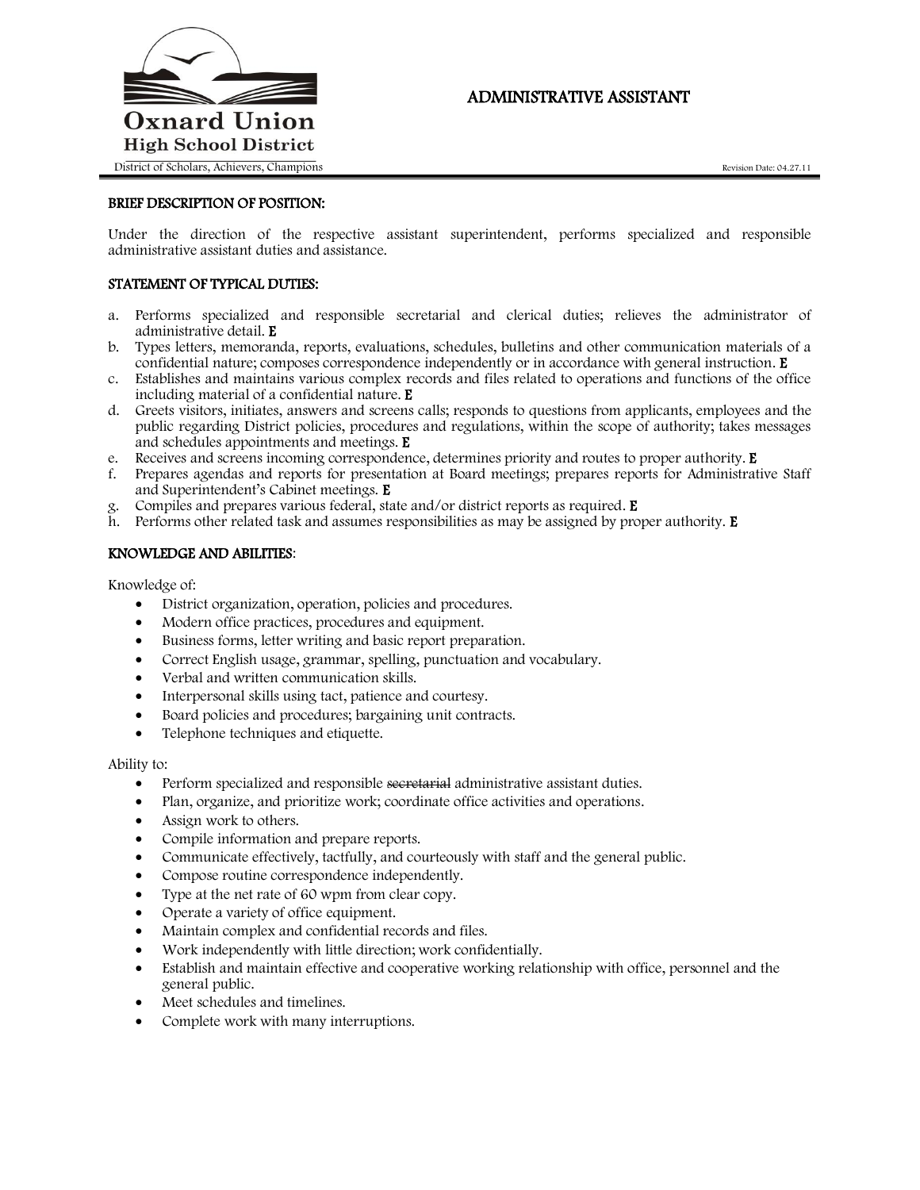Oxnard Union High School District

District of Scholars, Achievers, Champions

# ADMINISTRATIVE ASSISTANT

Revision Date: 04.27.11

## BRIEF DESCRIPTION OF POSITION:

Under the direction of the respective assistant superintendent, performs specialized and responsible administrative assistant duties and assistance.

## STATEMENT OF TYPICAL DUTIES:

a. Performs specialized and responsible secretarial and clerical duties; relieves the administrator of administrative detail. **E**
b. Types letters, memoranda, reports, evaluations, schedules, bulletins and other communication materials of a confidential nature; composes correspondence independently or in accordance with general instruction. **E**
c. Establishes and maintains various complex records and files related to operations and functions of the office including material of a confidential nature. **E**
d. Greets visitors, initiates, answers and screens calls; responds to questions from applicants, employees and the public regarding District policies, procedures and regulations, within the scope of authority; takes messages and schedules appointments and meetings. **E**
e. Receives and screens incoming correspondence, determines priority and routes to proper authority. **E**
f. Prepares agendas and reports for presentation at Board meetings; prepares reports for Administrative Staff and Superintendent's Cabinet meetings. **E**
g. Compiles and prepares various federal, state and/or district reports as required. **E**
h. Performs other related task and assumes responsibilities as may be assigned by proper authority. **E**

## KNOWLEDGE AND ABILITIES:

Knowledge of:

- District organization, operation, policies and procedures.
- Modern office practices, procedures and equipment.
- Business forms, letter writing and basic report preparation.
- Correct English usage, grammar, spelling, punctuation and vocabulary.
- Verbal and written communication skills.
- Interpersonal skills using tact, patience and courtesy.
- Board policies and procedures; bargaining unit contracts.
- Telephone techniques and etiquette.

Ability to:

- Perform specialized and responsible ~~secretarial~~ administrative assistant duties.
- Plan, organize, and prioritize work; coordinate office activities and operations.
- Assign work to others.
- Compile information and prepare reports.
- Communicate effectively, tactfully, and courteously with staff and the general public.
- Compose routine correspondence independently.
- Type at the net rate of 60 wpm from clear copy.
- Operate a variety of office equipment.
- Maintain complex and confidential records and files.
- Work independently with little direction; work confidentially.
- Establish and maintain effective and cooperative working relationship with office, personnel and the general public.
- Meet schedules and timelines.
- Complete work with many interruptions.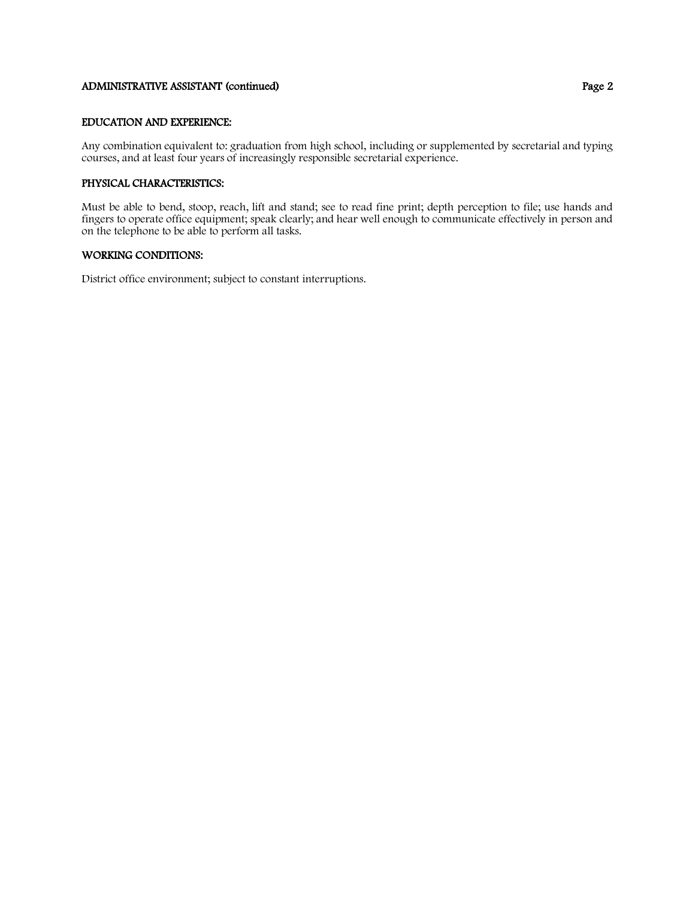## EDUCATION AND EXPERIENCE:

Any combination equivalent to: graduation from high school, including or supplemented by secretarial and typing courses, and at least four years of increasingly responsible secretarial experience.

## PHYSICAL CHARACTERISTICS:

Must be able to bend, stoop, reach, lift and stand; see to read fine print; depth perception to file; use hands and fingers to operate office equipment; speak clearly; and hear well enough to communicate effectively in person and on the telephone to be able to perform all tasks.

## WORKING CONDITIONS:

District office environment; subject to constant interruptions.